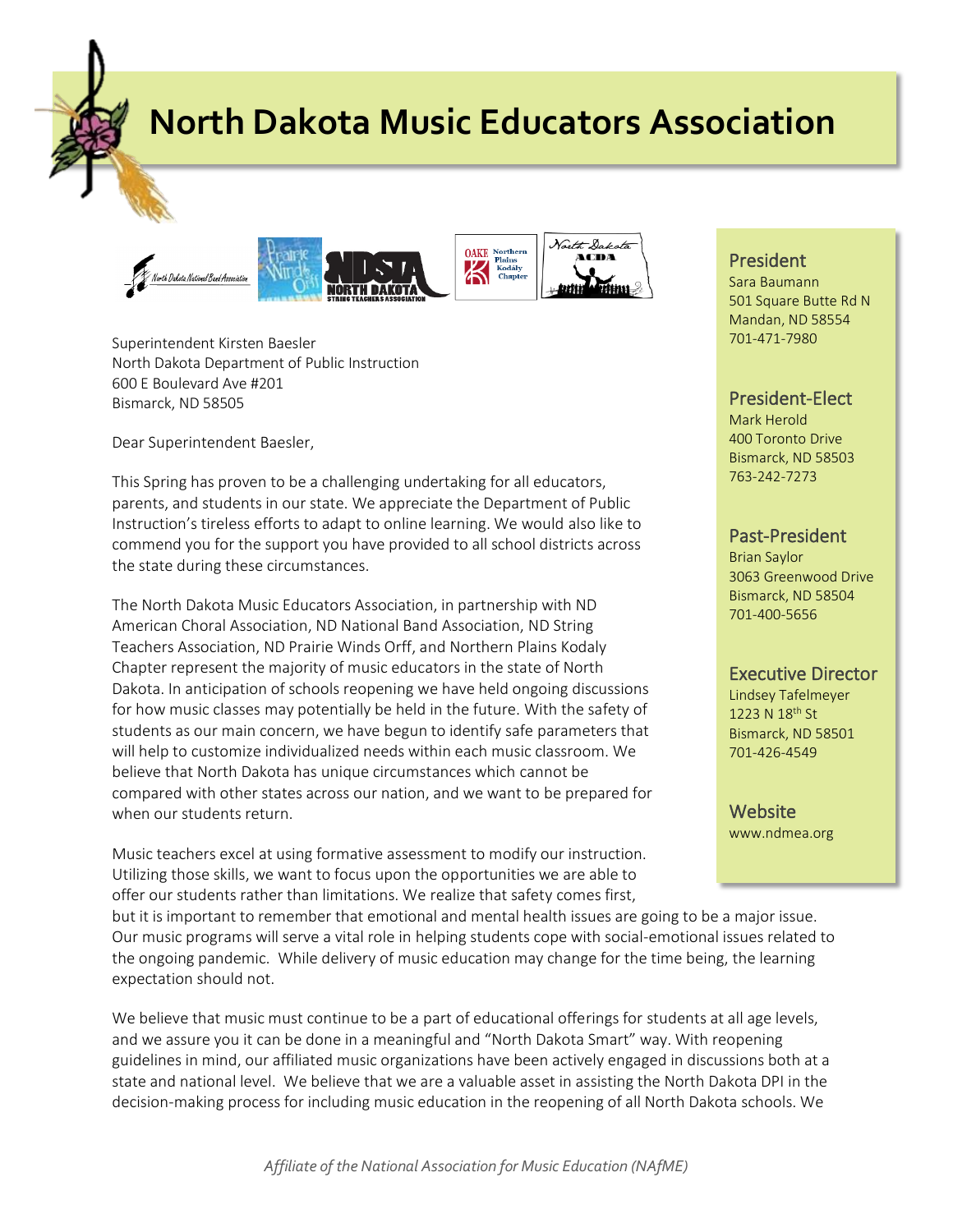# North Dakota Music Educators Association

**President**
Sara Baumann
501 Square Butte Rd N
Mandan, ND 58554
701-471-7980

**President-Elect**
Mark Herold
400 Toronto Drive
Bismarck, ND 58503
763-242-7273

**Past-President**
Brian Saylor
3063 Greenwood Drive
Bismarck, ND 58504
701-400-5656

**Executive Director**
Lindsey Tafelmeyer
1223 N 18th St
Bismarck, ND 58501
701-426-4549

**Website**
www.ndmea.org

Superintendent Kirsten Baesler
North Dakota Department of Public Instruction
600 E Boulevard Ave #201
Bismarck, ND 58505

Dear Superintendent Baesler,

This Spring has proven to be a challenging undertaking for all educators, parents, and students in our state. We appreciate the Department of Public Instruction's tireless efforts to adapt to online learning. We would also like to commend you for the support you have provided to all school districts across the state during these circumstances.

The North Dakota Music Educators Association, in partnership with ND American Choral Association, ND National Band Association, ND String Teachers Association, ND Prairie Winds Orff, and Northern Plains Kodaly Chapter represent the majority of music educators in the state of North Dakota. In anticipation of schools reopening we have held ongoing discussions for how music classes may potentially be held in the future. With the safety of students as our main concern, we have begun to identify safe parameters that will help to customize individualized needs within each music classroom. We believe that North Dakota has unique circumstances which cannot be compared with other states across our nation, and we want to be prepared for when our students return.

Music teachers excel at using formative assessment to modify our instruction. Utilizing those skills, we want to focus upon the opportunities we are able to offer our students rather than limitations. We realize that safety comes first, but it is important to remember that emotional and mental health issues are going to be a major issue. Our music programs will serve a vital role in helping students cope with social-emotional issues related to the ongoing pandemic. While delivery of music education may change for the time being, the learning expectation should not.

We believe that music must continue to be a part of educational offerings for students at all age levels, and we assure you it can be done in a meaningful and "North Dakota Smart" way. With reopening guidelines in mind, our affiliated music organizations have been actively engaged in discussions both at a state and national level. We believe that we are a valuable asset in assisting the North Dakota DPI in the decision-making process for including music education in the reopening of all North Dakota schools. We

*Affiliate of the National Association for Music Education (NAfME)*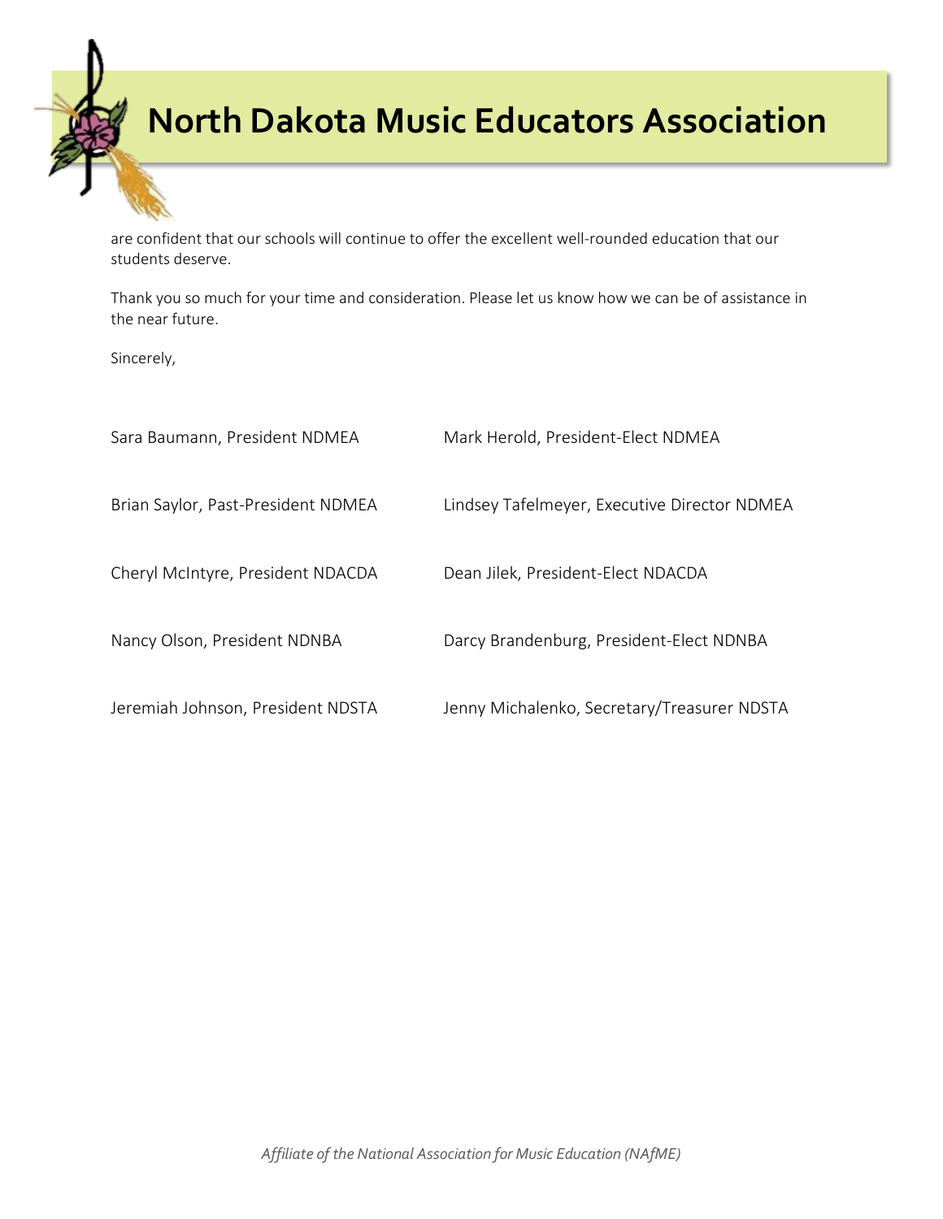# North Dakota Music Educators Association

are confident that our schools will continue to offer the excellent well-rounded education that our students deserve.

Thank you so much for your time and consideration. Please let us know how we can be of assistance in the near future.

Sincerely,

Sara Baumann, President NDMEA

Mark Herold, President-Elect NDMEA

Brian Saylor, Past-President NDMEA

Lindsey Tafelmeyer, Executive Director NDMEA

Cheryl McIntyre, President NDACDA

Dean Jilek, President-Elect NDACDA

Nancy Olson, President NDNBA

Darcy Brandenburg, President-Elect NDNBA

Jeremiah Johnson, President NDSTA

Jenny Michalenko, Secretary/Treasurer NDSTA

*Affiliate of the National Association for Music Education (NAfME)*